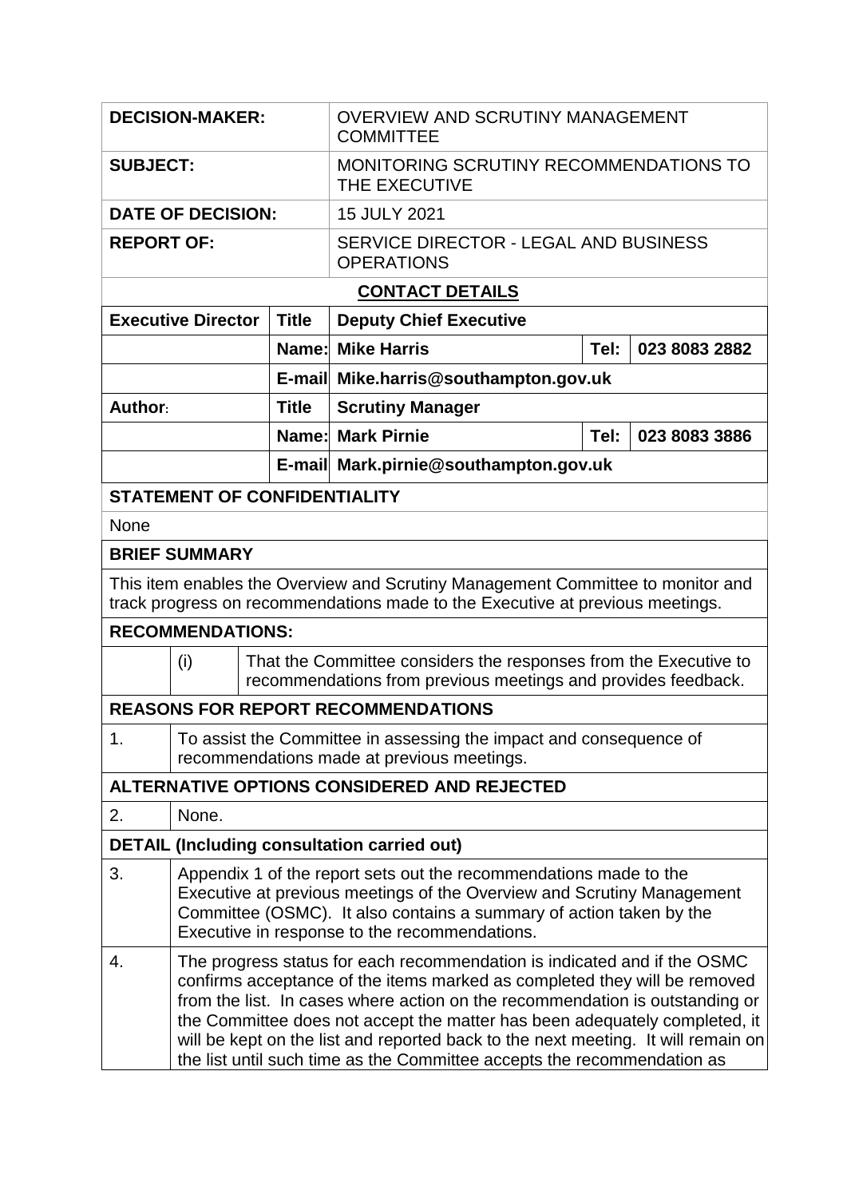| | |
|---|---|
| **DECISION-MAKER:** | OVERVIEW AND SCRUTINY MANAGEMENT COMMITTEE |
| **SUBJECT:** | MONITORING SCRUTINY RECOMMENDATIONS TO THE EXECUTIVE |
| **DATE OF DECISION:** | 15 JULY 2021 |
| **REPORT OF:** | SERVICE DIRECTOR - LEGAL AND BUSINESS OPERATIONS |

**CONTACT DETAILS**

| | | | | |
|---|---|---|---|---|
| **Executive Director** | **Title** | **Deputy Chief Executive** | | |
| | **Name:** | **Mike Harris** | **Tel:** | **023 8083 2882** |
| | **E-mail** | **Mike.harris@southampton.gov.uk** | | |
| **Author:** | **Title** | **Scrutiny Manager** | | |
| | **Name:** | **Mark Pirnie** | **Tel:** | **023 8083 3886** |
| | **E-mail** | **Mark.pirnie@southampton.gov.uk** | | |

**STATEMENT OF CONFIDENTIALITY**

None

**BRIEF SUMMARY**

This item enables the Overview and Scrutiny Management Committee to monitor and track progress on recommendations made to the Executive at previous meetings.

**RECOMMENDATIONS:**

| | |
|---|---|
| (i) | That the Committee considers the responses from the Executive to recommendations from previous meetings and provides feedback. |

**REASONS FOR REPORT RECOMMENDATIONS**

| | |
|---|---|
| 1. | To assist the Committee in assessing the impact and consequence of recommendations made at previous meetings. |

**ALTERNATIVE OPTIONS CONSIDERED AND REJECTED**

| | |
|---|---|
| 2. | None. |

**DETAIL (Including consultation carried out)**

| | |
|---|---|
| 3. | Appendix 1 of the report sets out the recommendations made to the Executive at previous meetings of the Overview and Scrutiny Management Committee (OSMC). It also contains a summary of action taken by the Executive in response to the recommendations. |
| 4. | The progress status for each recommendation is indicated and if the OSMC confirms acceptance of the items marked as completed they will be removed from the list. In cases where action on the recommendation is outstanding or the Committee does not accept the matter has been adequately completed, it will be kept on the list and reported back to the next meeting. It will remain on the list until such time as the Committee accepts the recommendation as |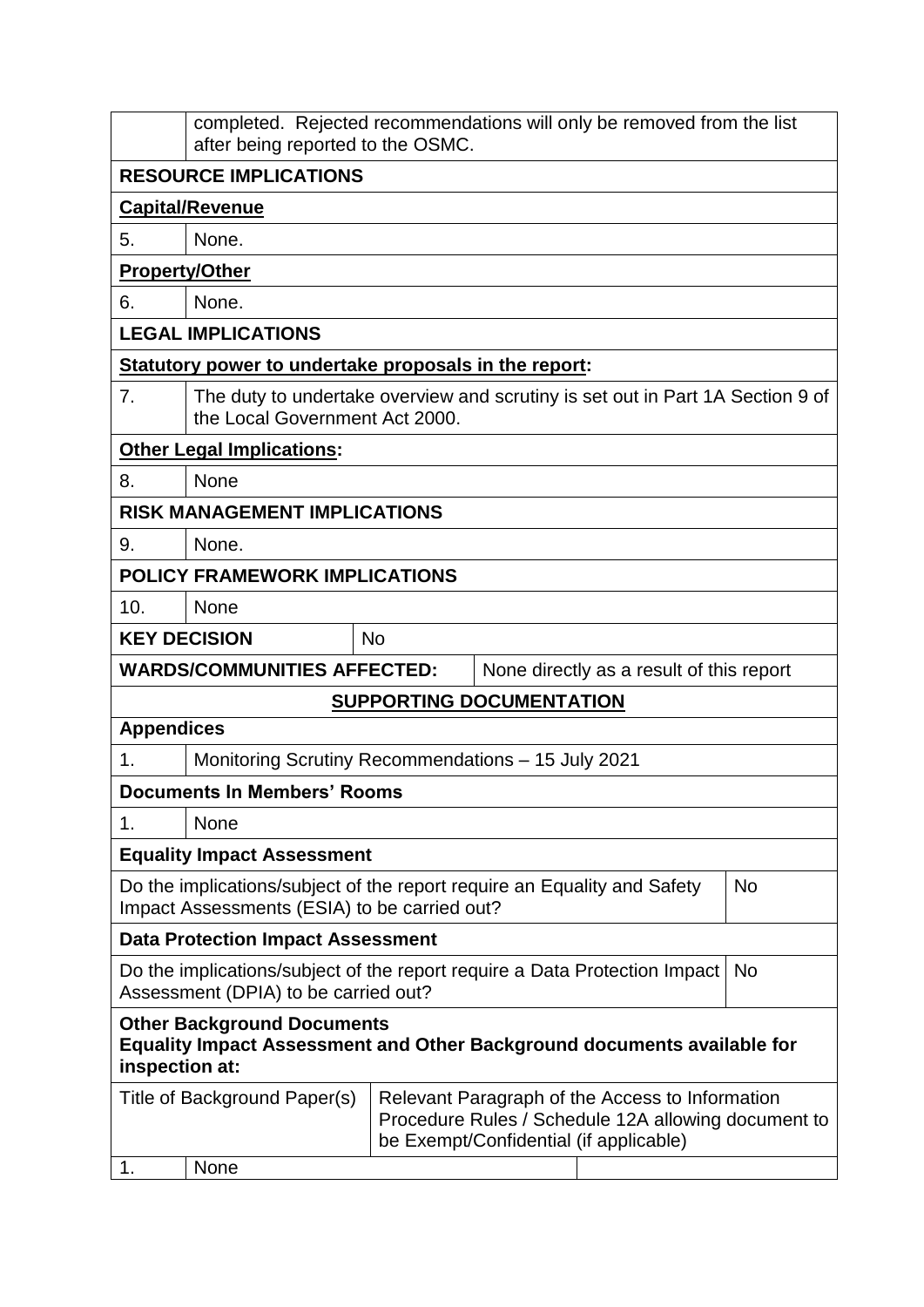| | |
|---|---|
| | completed. Rejected recommendations will only be removed from the list after being reported to the OSMC. |
| **RESOURCE IMPLICATIONS** | |
| **Capital/Revenue** | |
| 5. | None. |
| **Property/Other** | |
| 6. | None. |
| **LEGAL IMPLICATIONS** | |
| **Statutory power to undertake proposals in the report:** | |
| 7. | The duty to undertake overview and scrutiny is set out in Part 1A Section 9 of the Local Government Act 2000. |
| **Other Legal Implications:** | |
| 8. | None |
| **RISK MANAGEMENT IMPLICATIONS** | |
| 9. | None. |
| **POLICY FRAMEWORK IMPLICATIONS** | |
| 10. | None |

| | |
|---|---|
| **KEY DECISION** | No |
| **WARDS/COMMUNITIES AFFECTED:** | None directly as a result of this report |

## SUPPORTING DOCUMENTATION

| | |
|---|---|
| **Appendices** | |
| 1. | Monitoring Scrutiny Recommendations – 15 July 2021 |
| **Documents In Members' Rooms** | |
| 1. | None |

| | |
|---|---|
| **Equality Impact Assessment** | |
| Do the implications/subject of the report require an Equality and Safety Impact Assessments (ESIA) to be carried out? | No |
| **Data Protection Impact Assessment** | |
| Do the implications/subject of the report require a Data Protection Impact Assessment (DPIA) to be carried out? | No |

**Other Background Documents**
**Equality Impact Assessment and Other Background documents available for inspection at:**

| Title of Background Paper(s) | | Relevant Paragraph of the Access to Information Procedure Rules / Schedule 12A allowing document to be Exempt/Confidential (if applicable) | |
|---|---|---|---|
| 1. | None | | |